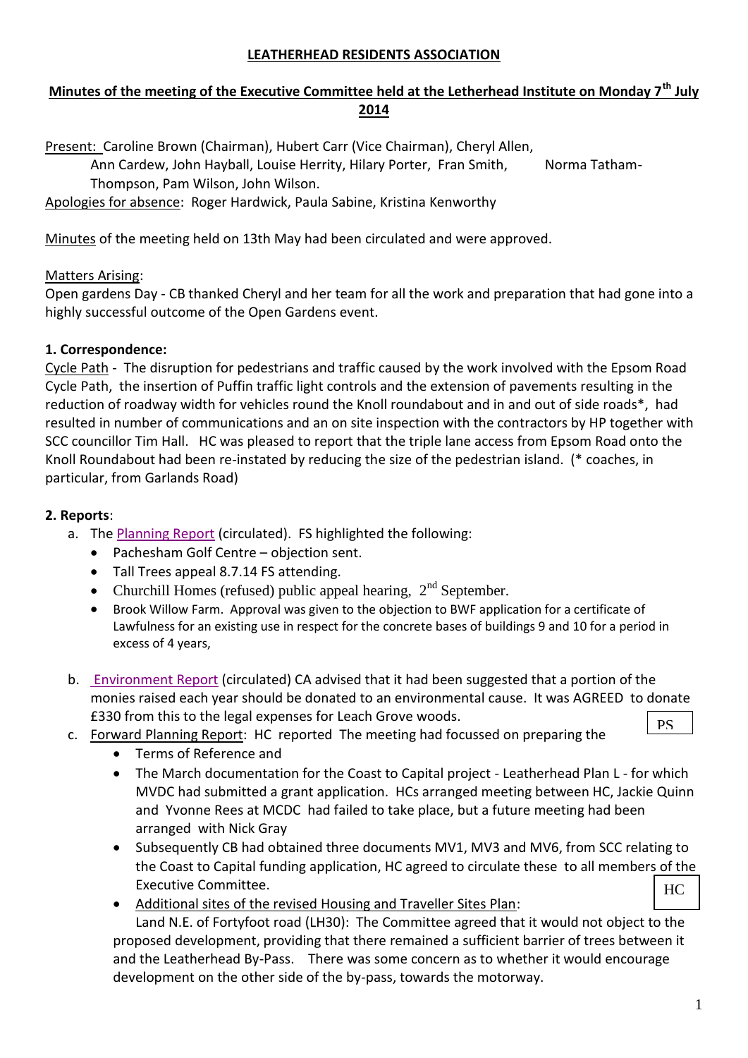**LEATHERHEAD RESIDENTS ASSOCIATION**

**Minutes of the meeting of the Executive Committee held at the Letherhead Institute on Monday 7th July 2014**

Present: Caroline Brown (Chairman), Hubert Carr (Vice Chairman), Cheryl Allen, Ann Cardew, John Hayball, Louise Herrity, Hilary Porter, Fran Smith, Norma Tatham-Thompson, Pam Wilson, John Wilson.

Apologies for absence: Roger Hardwick, Paula Sabine, Kristina Kenworthy

Minutes of the meeting held on 13th May had been circulated and were approved.

Matters Arising:

Open gardens Day - CB thanked Cheryl and her team for all the work and preparation that had gone into a highly successful outcome of the Open Gardens event.

**1. Correspondence:**

Cycle Path - The disruption for pedestrians and traffic caused by the work involved with the Epsom Road Cycle Path, the insertion of Puffin traffic light controls and the extension of pavements resulting in the reduction of roadway width for vehicles round the Knoll roundabout and in and out of side roads*, had resulted in number of communications and an on site inspection with the contractors by HP together with SCC councillor Tim Hall. HC was pleased to report that the triple lane access from Epsom Road onto the Knoll Roundabout had been re-instated by reducing the size of the pedestrian island. (* coaches, in particular, from Garlands Road)

**2. Reports**:

a. The Planning Report (circulated). FS highlighted the following:
   - Pachesham Golf Centre – objection sent.
   - Tall Trees appeal 8.7.14 FS attending.
   - Churchill Homes (refused) public appeal hearing, 2nd September.
   - Brook Willow Farm. Approval was given to the objection to BWF application for a certificate of Lawfulness for an existing use in respect for the concrete bases of buildings 9 and 10 for a period in excess of 4 years,

b. Environment Report (circulated) CA advised that it had been suggested that a portion of the monies raised each year should be donated to an environmental cause. It was AGREED to donate £330 from this to the legal expenses for Leach Grove woods. **PS**

c. Forward Planning Report: HC reported The meeting had focussed on preparing the
   - Terms of Reference and
   - The March documentation for the Coast to Capital project - Leatherhead Plan L - for which MVDC had submitted a grant application. HCs arranged meeting between HC, Jackie Quinn and Yvonne Rees at MCDC had failed to take place, but a future meeting had been arranged with Nick Gray
   - Subsequently CB had obtained three documents MV1, MV3 and MV6, from SCC relating to the Coast to Capital funding application, HC agreed to circulate these to all members of the Executive Committee. **HC**
   - Additional sites of the revised Housing and Traveller Sites Plan:

   Land N.E. of Fortyfoot road (LH30): The Committee agreed that it would not object to the proposed development, providing that there remained a sufficient barrier of trees between it and the Leatherhead By-Pass. There was some concern as to whether it would encourage development on the other side of the by-pass, towards the motorway.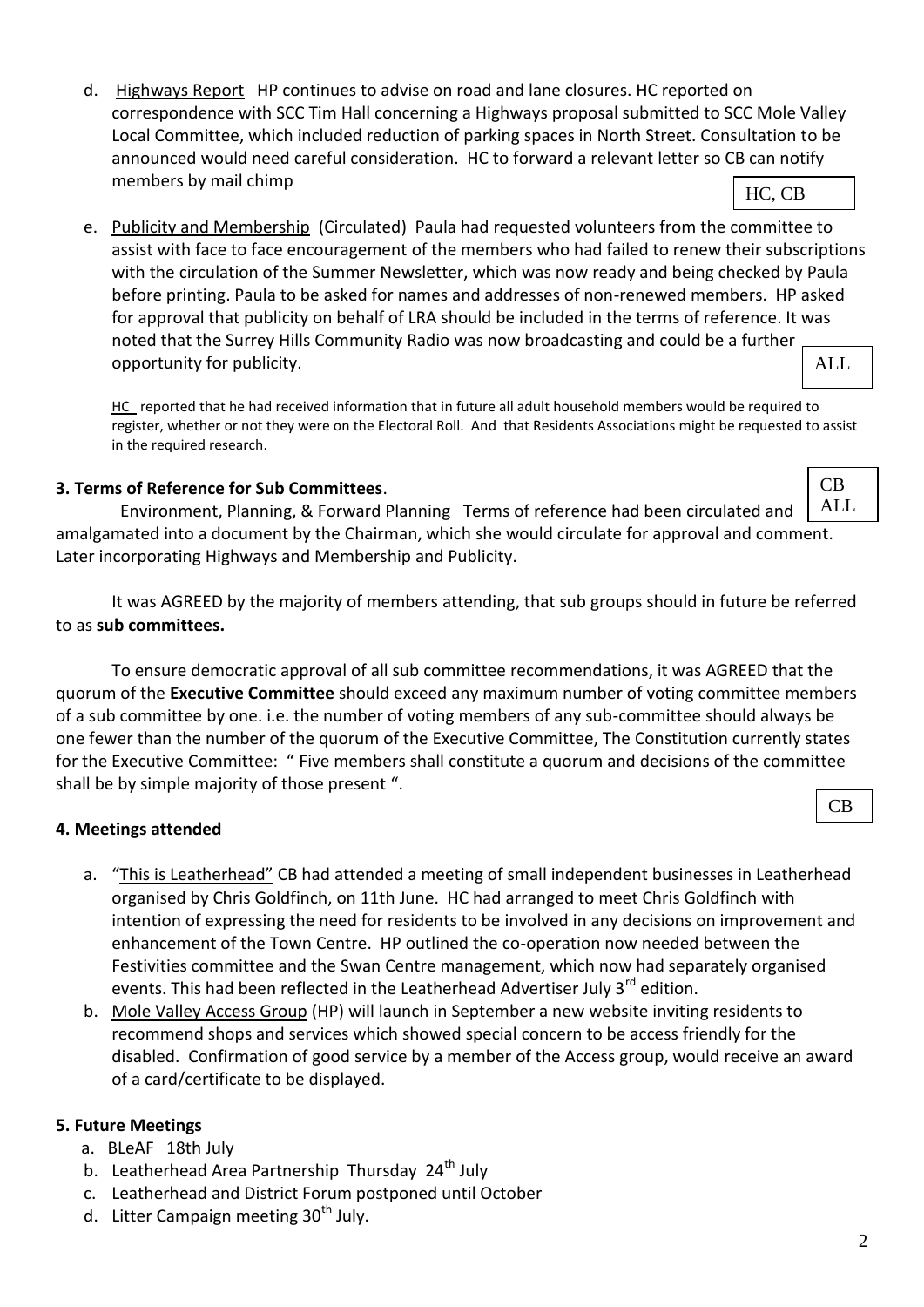d. Highways Report HP continues to advise on road and lane closures. HC reported on correspondence with SCC Tim Hall concerning a Highways proposal submitted to SCC Mole Valley Local Committee, which included reduction of parking spaces in North Street. Consultation to be announced would need careful consideration. HC to forward a relevant letter so CB can notify members by mail chimp

HC, CB

e. Publicity and Membership (Circulated) Paula had requested volunteers from the committee to assist with face to face encouragement of the members who had failed to renew their subscriptions with the circulation of the Summer Newsletter, which was now ready and being checked by Paula before printing. Paula to be asked for names and addresses of non-renewed members. HP asked for approval that publicity on behalf of LRA should be included in the terms of reference. It was noted that the Surrey Hills Community Radio was now broadcasting and could be a further opportunity for publicity.

ALL

HC reported that he had received information that in future all adult household members would be required to register, whether or not they were on the Electoral Roll. And that Residents Associations might be requested to assist in the required research.

**3. Terms of Reference for Sub Committees**.

CB
ALL

Environment, Planning, & Forward Planning Terms of reference had been circulated and amalgamated into a document by the Chairman, which she would circulate for approval and comment. Later incorporating Highways and Membership and Publicity.

It was AGREED by the majority of members attending, that sub groups should in future be referred to as **sub committees.**

To ensure democratic approval of all sub committee recommendations, it was AGREED that the quorum of the **Executive Committee** should exceed any maximum number of voting committee members of a sub committee by one. i.e. the number of voting members of any sub-committee should always be one fewer than the number of the quorum of the Executive Committee, The Constitution currently states for the Executive Committee: " Five members shall constitute a quorum and decisions of the committee shall be by simple majority of those present ".

CB

**4. Meetings attended**

a. "This is Leatherhead" CB had attended a meeting of small independent businesses in Leatherhead organised by Chris Goldfinch, on 11th June. HC had arranged to meet Chris Goldfinch with intention of expressing the need for residents to be involved in any decisions on improvement and enhancement of the Town Centre. HP outlined the co-operation now needed between the Festivities committee and the Swan Centre management, which now had separately organised events. This had been reflected in the Leatherhead Advertiser July 3rd edition.
b. Mole Valley Access Group (HP) will launch in September a new website inviting residents to recommend shops and services which showed special concern to be access friendly for the disabled. Confirmation of good service by a member of the Access group, would receive an award of a card/certificate to be displayed.

**5. Future Meetings**

a. BLeAF 18th July
b. Leatherhead Area Partnership Thursday 24th July
c. Leatherhead and District Forum postponed until October
d. Litter Campaign meeting 30th July.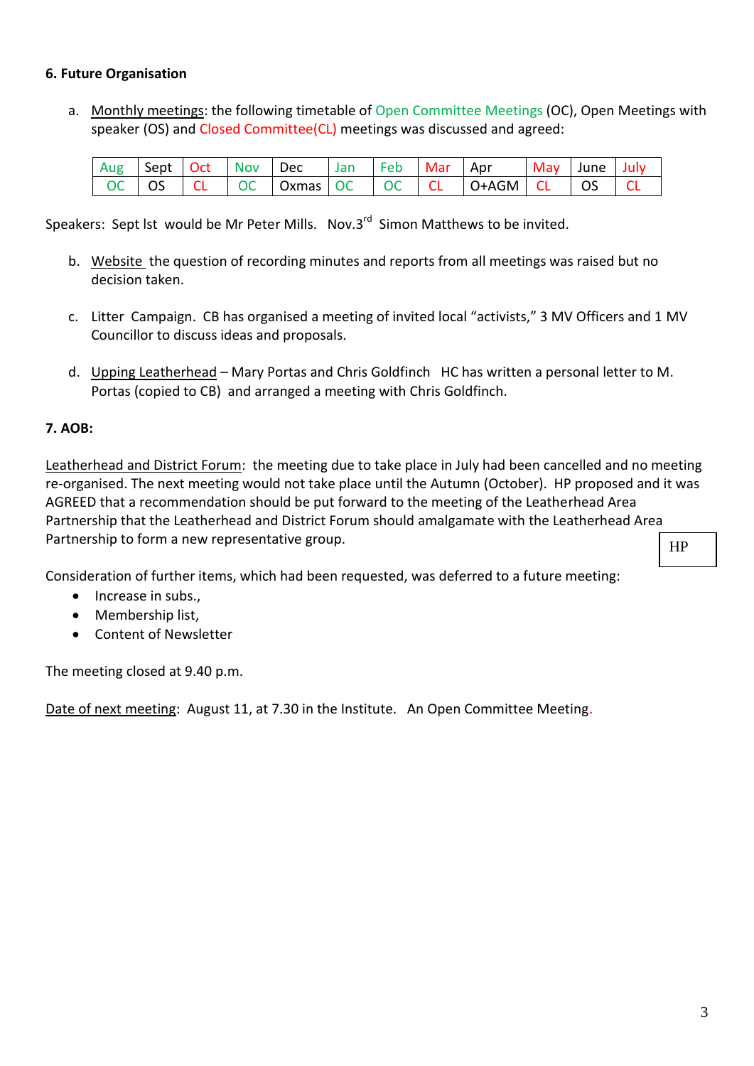**6. Future Organisation**

a. <u>Monthly meetings</u>: the following timetable of Open Committee Meetings (OC), Open Meetings with speaker (OS) and Closed Committee(CL) meetings was discussed and agreed:

| Aug | Sept | Oct | Nov | Dec | Jan | Feb | Mar | Apr | May | June | July |
|---|---|---|---|---|---|---|---|---|---|---|---|
| OC | OS | CL | OC | Oxmas | OC | OC | CL | O+AGM | CL | OS | CL |

Speakers: Sept lst would be Mr Peter Mills. Nov.3rd Simon Matthews to be invited.

b. <u>Website</u> the question of recording minutes and reports from all meetings was raised but no decision taken.

c. Litter Campaign. CB has organised a meeting of invited local "activists," 3 MV Officers and 1 MV Councillor to discuss ideas and proposals.

d. <u>Upping Leatherhead</u> – Mary Portas and Chris Goldfinch HC has written a personal letter to M. Portas (copied to CB) and arranged a meeting with Chris Goldfinch.

**7. AOB:**

<u>Leatherhead and District Forum</u>: the meeting due to take place in July had been cancelled and no meeting re-organised. The next meeting would not take place until the Autumn (October). HP proposed and it was AGREED that a recommendation should be put forward to the meeting of the Leatherhead Area Partnership that the Leatherhead and District Forum should amalgamate with the Leatherhead Area Partnership to form a new representative group.

HP

Consideration of further items, which had been requested, was deferred to a future meeting:

- Increase in subs.,
- Membership list,
- Content of Newsletter

The meeting closed at 9.40 p.m.

<u>Date of next meeting</u>: August 11, at 7.30 in the Institute. An Open Committee Meeting.